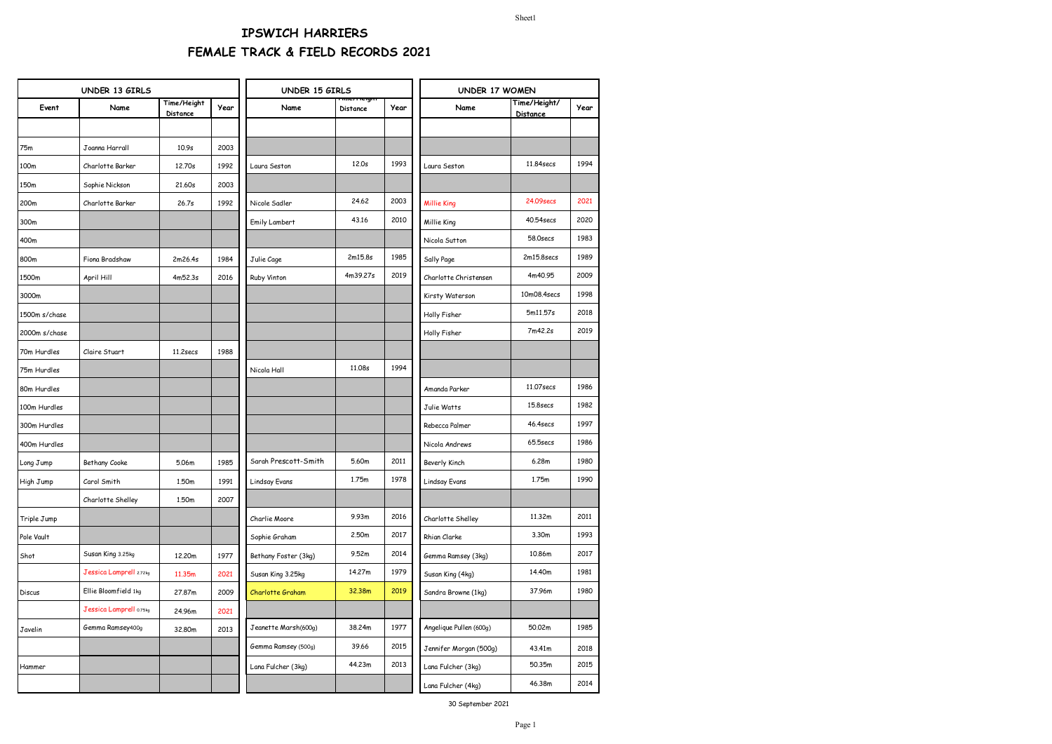# IPSWICH HARRIERS

# FEMALE TRACK & FIELD RECORDS 2021

| | UNDER 13 GIRLS | | | UNDER 15 GIRLS | | | UNDER 17 WOMEN | | |
|---|---|---|---|---|---|---|---|---|---|
| Event | Name | Time/Height Distance | Year | Name | Time/Height Distance | Year | Name | Time/Height/ Distance | Year |
| | | | | | | | | | |
| 75m | Joanna Harrall | 10.9s | 2003 | | | | | | |
| 100m | Charlotte Barker | 12.70s | 1992 | Laura Seston | 12.0s | 1993 | Laura Seston | 11.84secs | 1994 |
| 150m | Sophie Nickson | 21.60s | 2003 | | | | | | |
| 200m | Charlotte Barker | 26.7s | 1992 | Nicole Sadler | 24.62 | 2003 | Millie King | 24.09secs | 2021 |
| 300m | | | | Emily Lambert | 43.16 | 2010 | Millie King | 40.54secs | 2020 |
| 400m | | | | | | | Nicola Sutton | 58.0secs | 1983 |
| 800m | Fiona Bradshaw | 2m26.4s | 1984 | Julie Cage | 2m15.8s | 1985 | Sally Page | 2m15.8secs | 1989 |
| 1500m | April Hill | 4m52.3s | 2016 | Ruby Vinton | 4m39.27s | 2019 | Charlotte Christensen | 4m40.95 | 2009 |
| 3000m | | | | | | | Kirsty Waterson | 10m08.4secs | 1998 |
| 1500m s/chase | | | | | | | Holly Fisher | 5m11.57s | 2018 |
| 2000m s/chase | | | | | | | Holly Fisher | 7m42.2s | 2019 |
| 70m Hurdles | Claire Stuart | 11.2secs | 1988 | | | | | | |
| 75m Hurdles | | | | Nicola Hall | 11.08s | 1994 | | | |
| 80m Hurdles | | | | | | | Amanda Parker | 11.07secs | 1986 |
| 100m Hurdles | | | | | | | Julie Watts | 15.8secs | 1982 |
| 300m Hurdles | | | | | | | Rebecca Palmer | 46.4secs | 1997 |
| 400m Hurdles | | | | | | | Nicola Andrews | 65.5secs | 1986 |
| Long Jump | Bethany Cooke | 5.06m | 1985 | Sarah Prescott-Smith | 5.60m | 2011 | Beverly Kinch | 6.28m | 1980 |
| High Jump | Carol Smith | 1.50m | 1991 | Lindsay Evans | 1.75m | 1978 | Lindsay Evans | 1.75m | 1990 |
| | Charlotte Shelley | 1.50m | 2007 | | | | | | |
| Triple Jump | | | | Charlie Moore | 9.93m | 2016 | Charlotte Shelley | 11.32m | 2011 |
| Pole Vault | | | | Sophie Graham | 2.50m | 2017 | Rhian Clarke | 3.30m | 1993 |
| Shot | Susan King 3.25kg | 12.20m | 1977 | Bethany Foster (3kg) | 9.52m | 2014 | Gemma Ramsey (3kg) | 10.86m | 2017 |
| | Jessica Lamprell 2.72kg | 11.35m | 2021 | Susan King 3.25kg | 14.27m | 1979 | Susan King (4kg) | 14.40m | 1981 |
| Discus | Ellie Bloomfield 1kg | 27.87m | 2009 | Charlotte Graham | 32.38m | 2019 | Sandra Browne (1kg) | 37.96m | 1980 |
| | Jessica Lamprell 0.75kg | 24.96m | 2021 | | | | | | |
| Javelin | Gemma Ramsey400g | 32.80m | 2013 | Jeanette Marsh(600g) | 38.24m | 1977 | Angelique Pullen (600g) | 50.02m | 1985 |
| | | | | Gemma Ramsey (500g) | 39.66 | 2015 | Jennifer Morgan (500g) | 43.41m | 2018 |
| Hammer | | | | Lana Fulcher (3kg) | 44.23m | 2013 | Lana Fulcher (3kg) | 50.35m | 2015 |
| | | | | | | | Lana Fulcher (4kg) | 46.38m | 2014 |

30 September 2021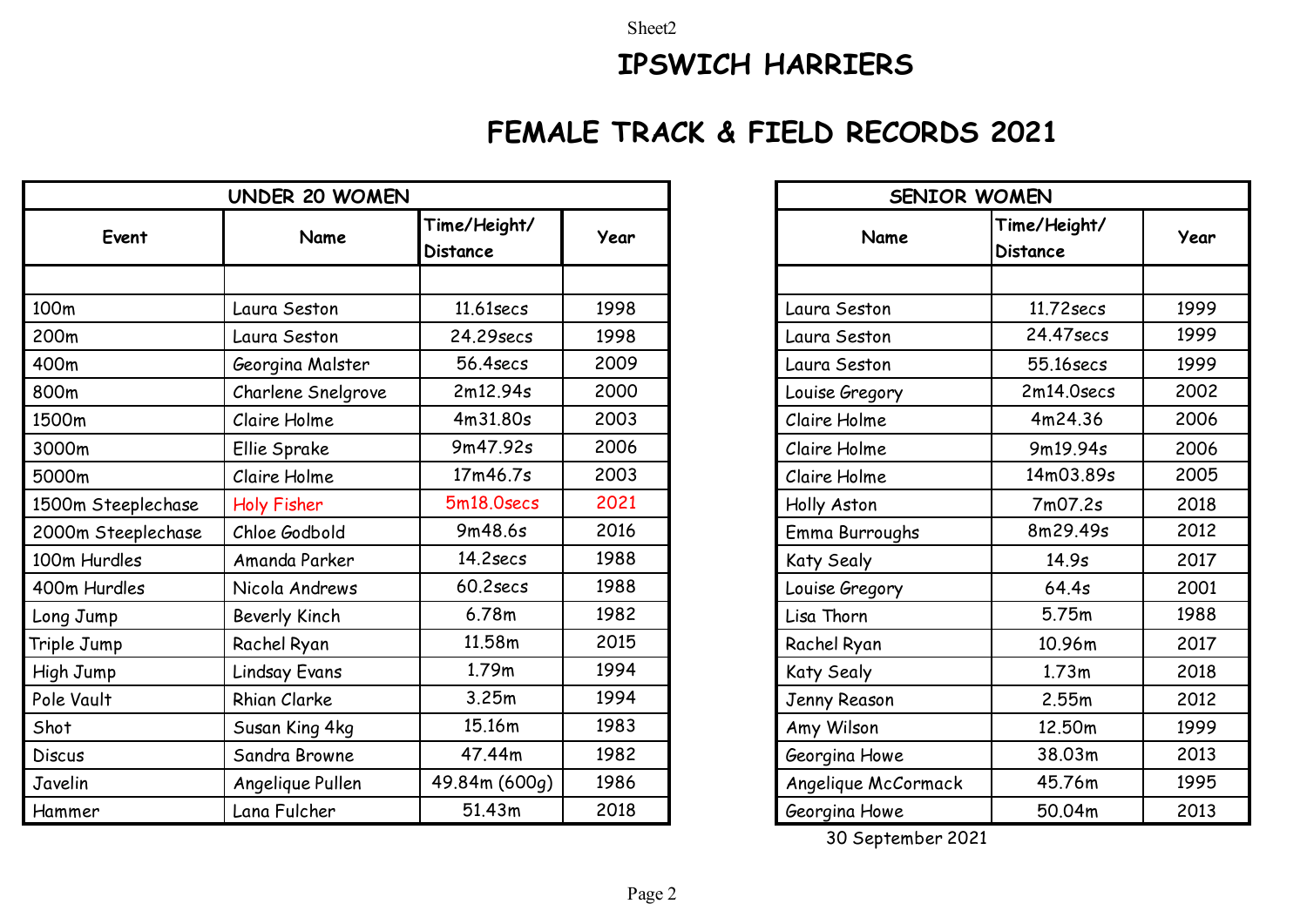# IPSWICH HARRIERS

## FEMALE TRACK & FIELD RECORDS 2021

| UNDER 20 WOMEN | | | |
|---|---|---|---|
| Event | Name | Time/Height/ Distance | Year |
| | | | |
| 100m | Laura Seston | 11.61secs | 1998 |
| 200m | Laura Seston | 24.29secs | 1998 |
| 400m | Georgina Malster | 56.4secs | 2009 |
| 800m | Charlene Snelgrove | 2m12.94s | 2000 |
| 1500m | Claire Holme | 4m31.80s | 2003 |
| 3000m | Ellie Sprake | 9m47.92s | 2006 |
| 5000m | Claire Holme | 17m46.7s | 2003 |
| 1500m Steeplechase | Holy Fisher | 5m18.0secs | 2021 |
| 2000m Steeplechase | Chloe Godbold | 9m48.6s | 2016 |
| 100m Hurdles | Amanda Parker | 14.2secs | 1988 |
| 400m Hurdles | Nicola Andrews | 60.2secs | 1988 |
| Long Jump | Beverly Kinch | 6.78m | 1982 |
| Triple Jump | Rachel Ryan | 11.58m | 2015 |
| High Jump | Lindsay Evans | 1.79m | 1994 |
| Pole Vault | Rhian Clarke | 3.25m | 1994 |
| Shot | Susan King 4kg | 15.16m | 1983 |
| Discus | Sandra Browne | 47.44m | 1982 |
| Javelin | Angelique Pullen | 49.84m (600g) | 1986 |
| Hammer | Lana Fulcher | 51.43m | 2018 |

| SENIOR WOMEN | | |
|---|---|---|
| Name | Time/Height/ Distance | Year |
| | | |
| Laura Seston | 11.72secs | 1999 |
| Laura Seston | 24.47secs | 1999 |
| Laura Seston | 55.16secs | 1999 |
| Louise Gregory | 2m14.0secs | 2002 |
| Claire Holme | 4m24.36 | 2006 |
| Claire Holme | 9m19.94s | 2006 |
| Claire Holme | 14m03.89s | 2005 |
| Holly Aston | 7m07.2s | 2018 |
| Emma Burroughs | 8m29.49s | 2012 |
| Katy Sealy | 14.9s | 2017 |
| Louise Gregory | 64.4s | 2001 |
| Lisa Thorn | 5.75m | 1988 |
| Rachel Ryan | 10.96m | 2017 |
| Katy Sealy | 1.73m | 2018 |
| Jenny Reason | 2.55m | 2012 |
| Amy Wilson | 12.50m | 1999 |
| Georgina Howe | 38.03m | 2013 |
| Angelique McCormack | 45.76m | 1995 |
| Georgina Howe | 50.04m | 2013 |

30 September 2021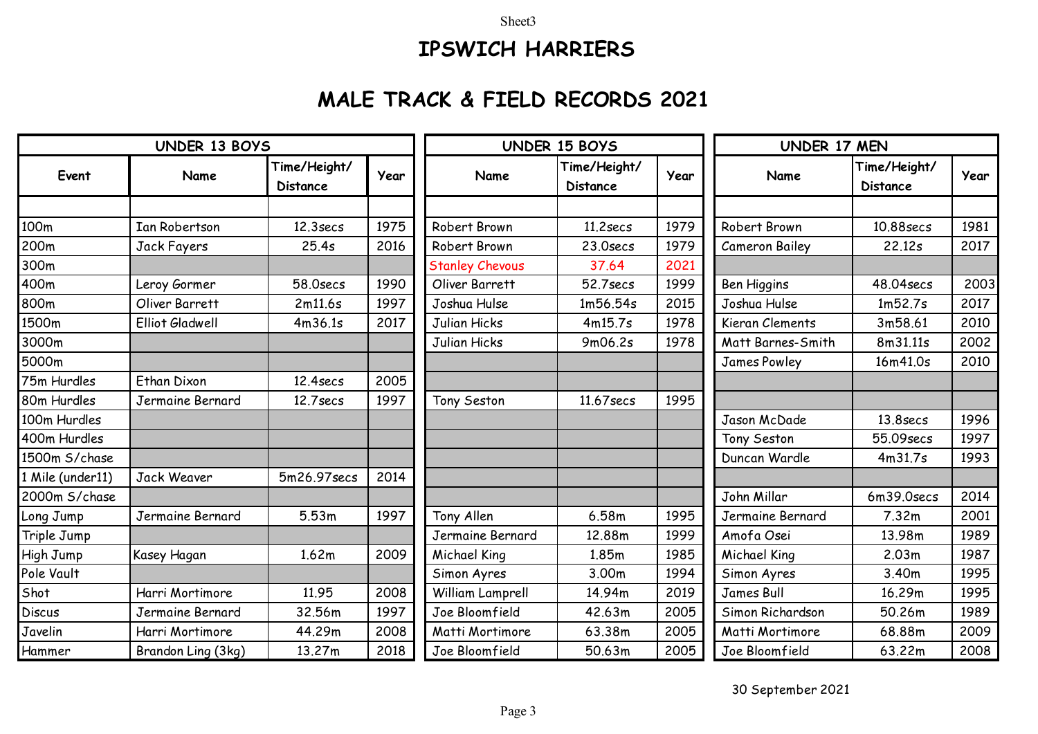# IPSWICH HARRIERS

## MALE TRACK & FIELD RECORDS 2021

| | UNDER 13 BOYS | | | UNDER 15 BOYS | | | UNDER 17 MEN | | |
|---|---|---|---|---|---|---|---|---|---|
| Event | Name | Time/Height/ Distance | Year | Name | Time/Height/ Distance | Year | Name | Time/Height/ Distance | Year |
| | | | | | | | | | |
| 100m | Ian Robertson | 12.3secs | 1975 | Robert Brown | 11.2secs | 1979 | Robert Brown | 10.88secs | 1981 |
| 200m | Jack Fayers | 25.4s | 2016 | Robert Brown | 23.0secs | 1979 | Cameron Bailey | 22.12s | 2017 |
| 300m | | | | Stanley Chevous | 37.64 | 2021 | | | |
| 400m | Leroy Gormer | 58.0secs | 1990 | Oliver Barrett | 52.7secs | 1999 | Ben Higgins | 48.04secs | 2003 |
| 800m | Oliver Barrett | 2m11.6s | 1997 | Joshua Hulse | 1m56.54s | 2015 | Joshua Hulse | 1m52.7s | 2017 |
| 1500m | Elliot Gladwell | 4m36.1s | 2017 | Julian Hicks | 4m15.7s | 1978 | Kieran Clements | 3m58.61 | 2010 |
| 3000m | | | | Julian Hicks | 9m06.2s | 1978 | Matt Barnes-Smith | 8m31.11s | 2002 |
| 5000m | | | | | | | James Powley | 16m41.0s | 2010 |
| 75m Hurdles | Ethan Dixon | 12.4secs | 2005 | | | | | | |
| 80m Hurdles | Jermaine Bernard | 12.7secs | 1997 | Tony Seston | 11.67secs | 1995 | | | |
| 100m Hurdles | | | | | | | Jason McDade | 13.8secs | 1996 |
| 400m Hurdles | | | | | | | Tony Seston | 55.09secs | 1997 |
| 1500m S/chase | | | | | | | Duncan Wardle | 4m31.7s | 1993 |
| 1 Mile (under11) | Jack Weaver | 5m26.97secs | 2014 | | | | | | |
| 2000m S/chase | | | | | | | John Millar | 6m39.0secs | 2014 |
| Long Jump | Jermaine Bernard | 5.53m | 1997 | Tony Allen | 6.58m | 1995 | Jermaine Bernard | 7.32m | 2001 |
| Triple Jump | | | | Jermaine Bernard | 12.88m | 1999 | Amofa Osei | 13.98m | 1989 |
| High Jump | Kasey Hagan | 1.62m | 2009 | Michael King | 1.85m | 1985 | Michael King | 2.03m | 1987 |
| Pole Vault | | | | Simon Ayres | 3.00m | 1994 | Simon Ayres | 3.40m | 1995 |
| Shot | Harri Mortimore | 11.95 | 2008 | William Lamprell | 14.94m | 2019 | James Bull | 16.29m | 1995 |
| Discus | Jermaine Bernard | 32.56m | 1997 | Joe Bloomfield | 42.63m | 2005 | Simon Richardson | 50.26m | 1989 |
| Javelin | Harri Mortimore | 44.29m | 2008 | Matti Mortimore | 63.38m | 2005 | Matti Mortimore | 68.88m | 2009 |
| Hammer | Brandon Ling (3kg) | 13.27m | 2018 | Joe Bloomfield | 50.63m | 2005 | Joe Bloomfield | 63.22m | 2008 |

30 September 2021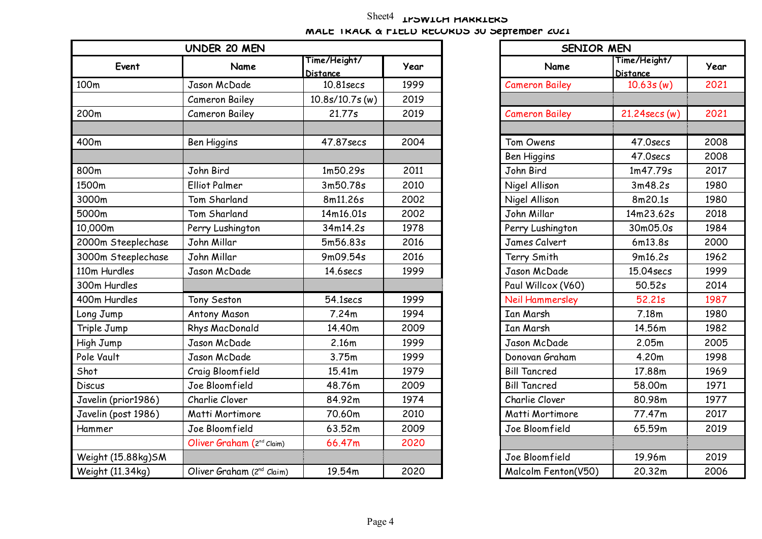# IPSWICH HARRIERS

## MALE TRACK & FIELD RECORDS 30 September 2021

| UNDER 20 MEN | | | | SENIOR MEN | | |
|---|---|---|---|---|---|---|
| Event | Name | Time/Height/Distance | Year | Name | Time/Height/Distance | Year |
| 100m | Jason McDade | 10.81secs | 1999 | Cameron Bailey | 10.63s (w) | 2021 |
| | Cameron Bailey | 10.8s/10.7s (w) | 2019 | | | |
| 200m | Cameron Bailey | 21.77s | 2019 | Cameron Bailey | 21.24secs (w) | 2021 |
| | | | | | | |
| 400m | Ben Higgins | 47.87secs | 2004 | Tom Owens | 47.0secs | 2008 |
| | | | | Ben Higgins | 47.0secs | 2008 |
| 800m | John Bird | 1m50.29s | 2011 | John Bird | 1m47.79s | 2017 |
| 1500m | Elliot Palmer | 3m50.78s | 2010 | Nigel Allison | 3m48.2s | 1980 |
| 3000m | Tom Sharland | 8m11.26s | 2002 | Nigel Allison | 8m20.1s | 1980 |
| 5000m | Tom Sharland | 14m16.01s | 2002 | John Millar | 14m23.62s | 2018 |
| 10,000m | Perry Lushington | 34m14.2s | 1978 | Perry Lushington | 30m05.0s | 1984 |
| 2000m Steeplechase | John Millar | 5m56.83s | 2016 | James Calvert | 6m13.8s | 2000 |
| 3000m Steeplechase | John Millar | 9m09.54s | 2016 | Terry Smith | 9m16.2s | 1962 |
| 110m Hurdles | Jason McDade | 14.6secs | 1999 | Jason McDade | 15.04secs | 1999 |
| 300m Hurdles | | | | Paul Willcox (V60) | 50.52s | 2014 |
| 400m Hurdles | Tony Seston | 54.1secs | 1999 | Neil Hammersley | 52.21s | 1987 |
| Long Jump | Antony Mason | 7.24m | 1994 | Ian Marsh | 7.18m | 1980 |
| Triple Jump | Rhys MacDonald | 14.40m | 2009 | Ian Marsh | 14.56m | 1982 |
| High Jump | Jason McDade | 2.16m | 1999 | Jason McDade | 2.05m | 2005 |
| Pole Vault | Jason McDade | 3.75m | 1999 | Donovan Graham | 4.20m | 1998 |
| Shot | Craig Bloomfield | 15.41m | 1979 | Bill Tancred | 17.88m | 1969 |
| Discus | Joe Bloomfield | 48.76m | 2009 | Bill Tancred | 58.00m | 1971 |
| Javelin (prior1986) | Charlie Clover | 84.92m | 1974 | Charlie Clover | 80.98m | 1977 |
| Javelin (post 1986) | Matti Mortimore | 70.60m | 2010 | Matti Mortimore | 77.47m | 2017 |
| Hammer | Joe Bloomfield | 63.52m | 2009 | Joe Bloomfield | 65.59m | 2019 |
| | Oliver Graham (2nd Claim) | 66.47m | 2020 | | | |
| Weight (15.88kg)SM | | | | Joe Bloomfield | 19.96m | 2019 |
| Weight (11.34kg) | Oliver Graham (2nd Claim) | 19.54m | 2020 | Malcolm Fenton(V50) | 20.32m | 2006 |